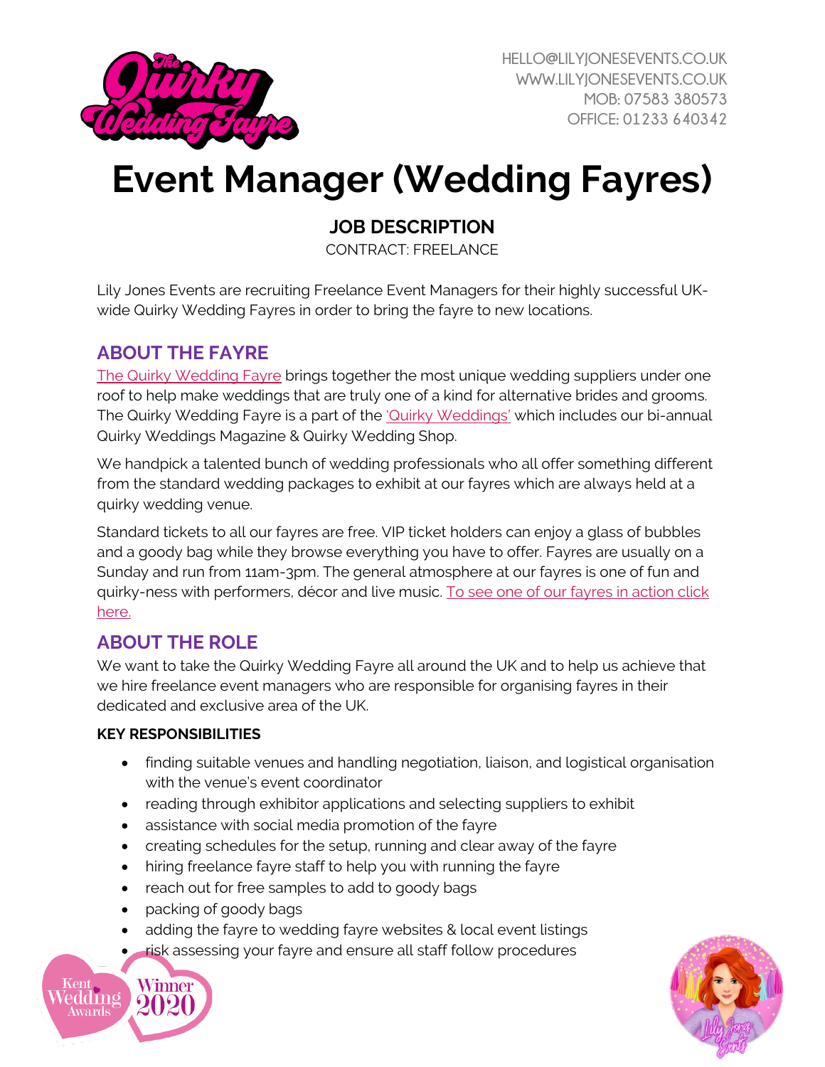HELLO@LILYJONESEVENTS.CO.UK
WWW.LILYJONESEVENTS.CO.UK
MOB: 07583 380573
OFFICE: 01233 640342

# Event Manager (Wedding Fayres)

**JOB DESCRIPTION**

CONTRACT: FREELANCE

Lily Jones Events are recruiting Freelance Event Managers for their highly successful UK-wide Quirky Wedding Fayres in order to bring the fayre to new locations.

## ABOUT THE FAYRE

The Quirky Wedding Fayre brings together the most unique wedding suppliers under one roof to help make weddings that are truly one of a kind for alternative brides and grooms. The Quirky Wedding Fayre is a part of the 'Quirky Weddings' which includes our bi-annual Quirky Weddings Magazine & Quirky Wedding Shop.

We handpick a talented bunch of wedding professionals who all offer something different from the standard wedding packages to exhibit at our fayres which are always held at a quirky wedding venue.

Standard tickets to all our fayres are free. VIP ticket holders can enjoy a glass of bubbles and a goody bag while they browse everything you have to offer. Fayres are usually on a Sunday and run from 11am-3pm. The general atmosphere at our fayres is one of fun and quirky-ness with performers, décor and live music. To see one of our fayres in action click here.

## ABOUT THE ROLE

We want to take the Quirky Wedding Fayre all around the UK and to help us achieve that we hire freelance event managers who are responsible for organising fayres in their dedicated and exclusive area of the UK.

**KEY RESPONSIBILITIES**

- finding suitable venues and handling negotiation, liaison, and logistical organisation with the venue's event coordinator
- reading through exhibitor applications and selecting suppliers to exhibit
- assistance with social media promotion of the fayre
- creating schedules for the setup, running and clear away of the fayre
- hiring freelance fayre staff to help you with running the fayre
- reach out for free samples to add to goody bags
- packing of goody bags
- adding the fayre to wedding fayre websites & local event listings
- risk assessing your fayre and ensure all staff follow procedures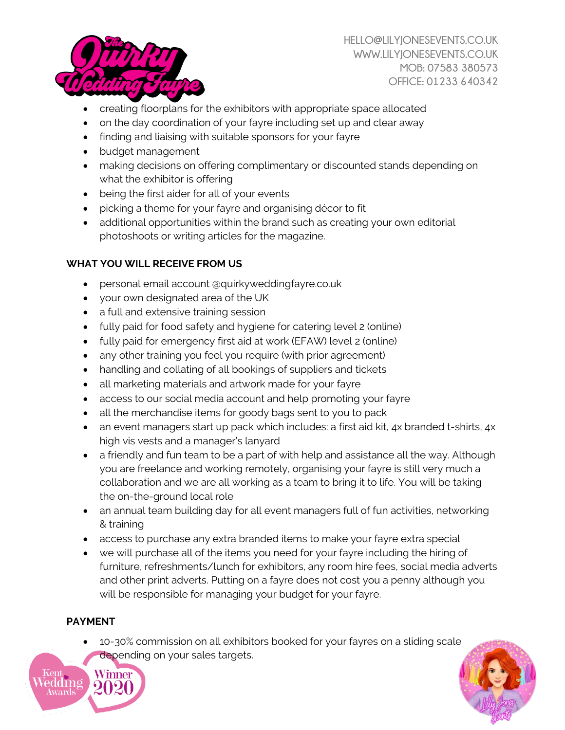- creating floorplans for the exhibitors with appropriate space allocated
- on the day coordination of your fayre including set up and clear away
- finding and liaising with suitable sponsors for your fayre
- budget management
- making decisions on offering complimentary or discounted stands depending on what the exhibitor is offering
- being the first aider for all of your events
- picking a theme for your fayre and organising décor to fit
- additional opportunities within the brand such as creating your own editorial photoshoots or writing articles for the magazine.

**WHAT YOU WILL RECEIVE FROM US**

- personal email account @quirkyweddingfayre.co.uk
- your own designated area of the UK
- a full and extensive training session
- fully paid for food safety and hygiene for catering level 2 (online)
- fully paid for emergency first aid at work (EFAW) level 2 (online)
- any other training you feel you require (with prior agreement)
- handling and collating of all bookings of suppliers and tickets
- all marketing materials and artwork made for your fayre
- access to our social media account and help promoting your fayre
- all the merchandise items for goody bags sent to you to pack
- an event managers start up pack which includes: a first aid kit, 4x branded t-shirts, 4x high vis vests and a manager's lanyard
- a friendly and fun team to be a part of with help and assistance all the way. Although you are freelance and working remotely, organising your fayre is still very much a collaboration and we are all working as a team to bring it to life. You will be taking the on-the-ground local role
- an annual team building day for all event managers full of fun activities, networking & training
- access to purchase any extra branded items to make your fayre extra special
- we will purchase all of the items you need for your fayre including the hiring of furniture, refreshments/lunch for exhibitors, any room hire fees, social media adverts and other print adverts. Putting on a fayre does not cost you a penny although you will be responsible for managing your budget for your fayre.

**PAYMENT**

- 10-30% commission on all exhibitors booked for your fayres on a sliding scale depending on your sales targets.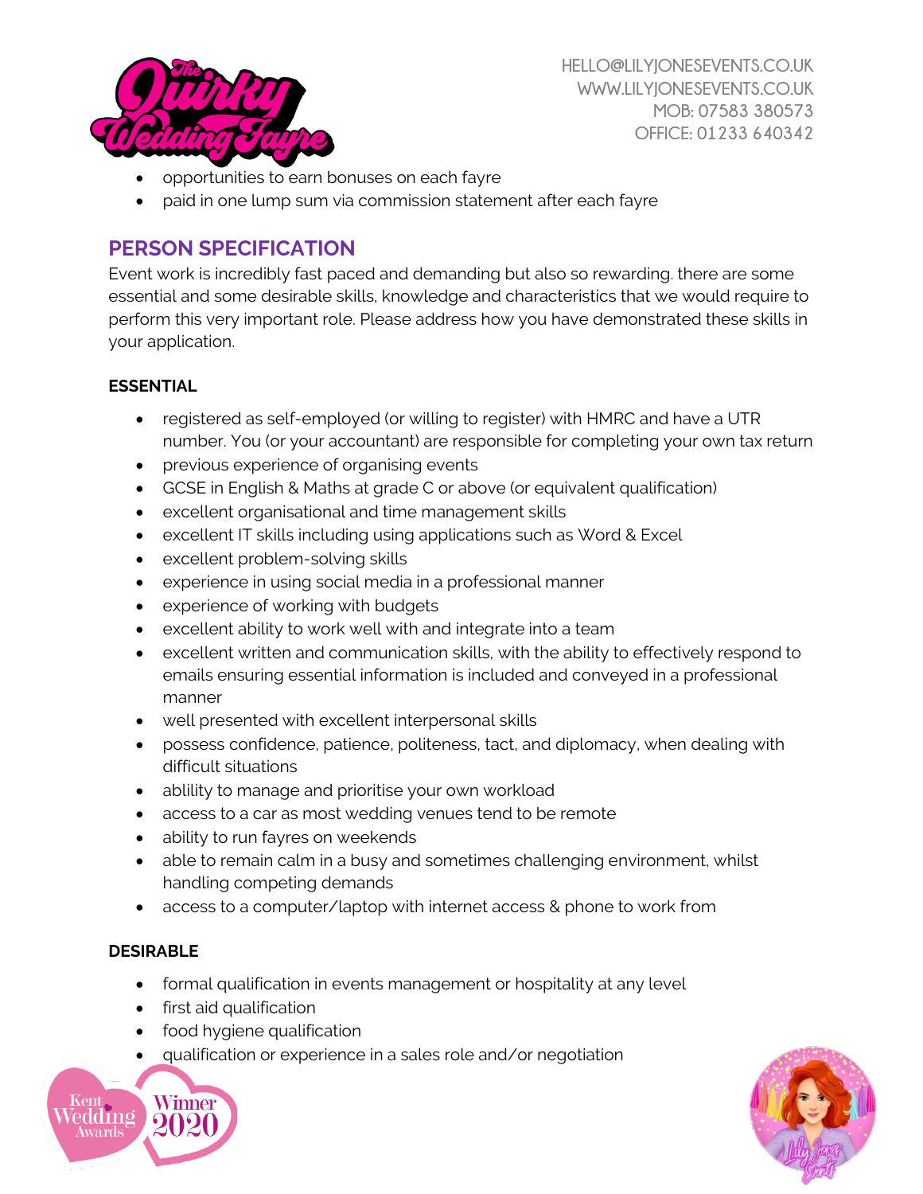- opportunities to earn bonuses on each fayre
- paid in one lump sum via commission statement after each fayre

## PERSON SPECIFICATION

Event work is incredibly fast paced and demanding but also so rewarding. there are some essential and some desirable skills, knowledge and characteristics that we would require to perform this very important role. Please address how you have demonstrated these skills in your application.

**ESSENTIAL**

- registered as self-employed (or willing to register) with HMRC and have a UTR number. You (or your accountant) are responsible for completing your own tax return
- previous experience of organising events
- GCSE in English & Maths at grade C or above (or equivalent qualification)
- excellent organisational and time management skills
- excellent IT skills including using applications such as Word & Excel
- excellent problem-solving skills
- experience in using social media in a professional manner
- experience of working with budgets
- excellent ability to work well with and integrate into a team
- excellent written and communication skills, with the ability to effectively respond to emails ensuring essential information is included and conveyed in a professional manner
- well presented with excellent interpersonal skills
- possess confidence, patience, politeness, tact, and diplomacy, when dealing with difficult situations
- ablility to manage and prioritise your own workload
- access to a car as most wedding venues tend to be remote
- ability to run fayres on weekends
- able to remain calm in a busy and sometimes challenging environment, whilst handling competing demands
- access to a computer/laptop with internet access & phone to work from

**DESIRABLE**

- formal qualification in events management or hospitality at any level
- first aid qualification
- food hygiene qualification
- qualification or experience in a sales role and/or negotiation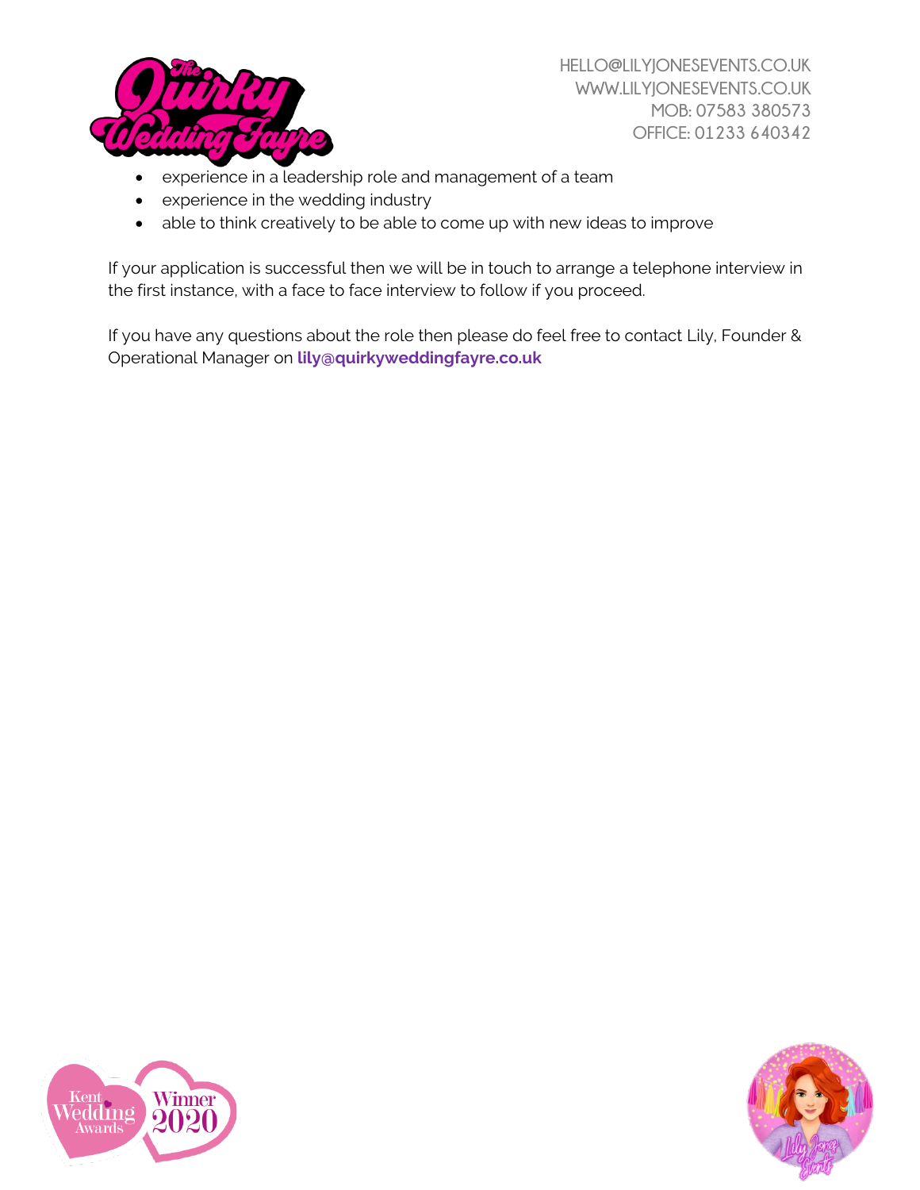- experience in a leadership role and management of a team
- experience in the wedding industry
- able to think creatively to be able to come up with new ideas to improve

If your application is successful then we will be in touch to arrange a telephone interview in the first instance, with a face to face interview to follow if you proceed.

If you have any questions about the role then please do feel free to contact Lily, Founder & Operational Manager on **lily@quirkyweddingfayre.co.uk**